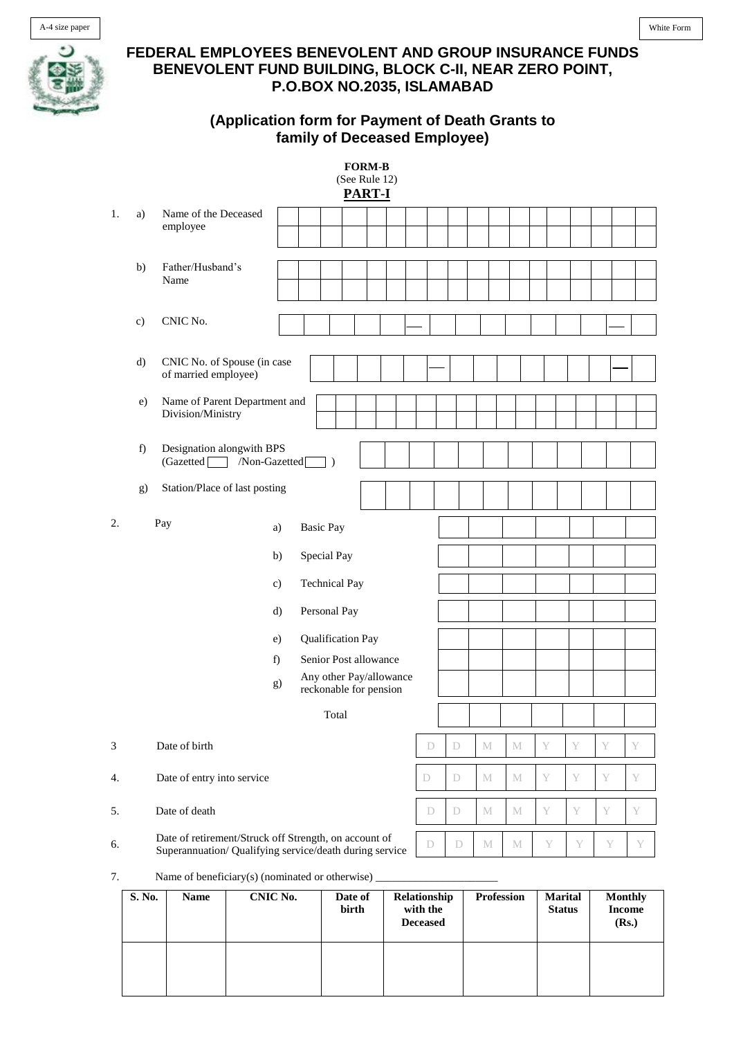A-4 size paper

White Form

# FEDERAL EMPLOYEES BENEVOLENT AND GROUP INSURANCE FUNDS
# BENEVOLENT FUND BUILDING, BLOCK C-II, NEAR ZERO POINT, P.O.BOX NO.2035, ISLAMABAD

## (Application form for Payment of Death Grants to family of Deceased Employee)

**FORM-B**
(See Rule 12)

**PART-I**

1. a) Name of the Deceased employee

   b) Father/Husband's Name

   c) CNIC No. ______ — ______ — __

   d) CNIC No. of Spouse (in case of married employee) ______ — ______ — __

   e) Name of Parent Department and Division/Ministry

   f) Designation alongwith BPS (Gazetted ☐ /Non-Gazetted ☐ )

   g) Station/Place of last posting

2. Pay
   a) Basic Pay
   b) Special Pay
   c) Technical Pay
   d) Personal Pay
   e) Qualification Pay
   f) Senior Post allowance
   g) Any other Pay/allowance reckonable for pension

   Total

3. Date of birth D D M M Y Y Y Y

4. Date of entry into service D D M M Y Y Y Y

5. Date of death D D M M Y Y Y Y

6. Date of retirement/Struck off Strength, on account of Superannuation/ Qualifying service/death during service D D M M Y Y Y Y

7. Name of beneficiary(s) (nominated or otherwise) ______________________

| S. No. | Name | CNIC No. | Date of birth | Relationship with the Deceased | Profession | Marital Status | Monthly Income (Rs.) |
|---|---|---|---|---|---|---|---|
| | | | | | | | |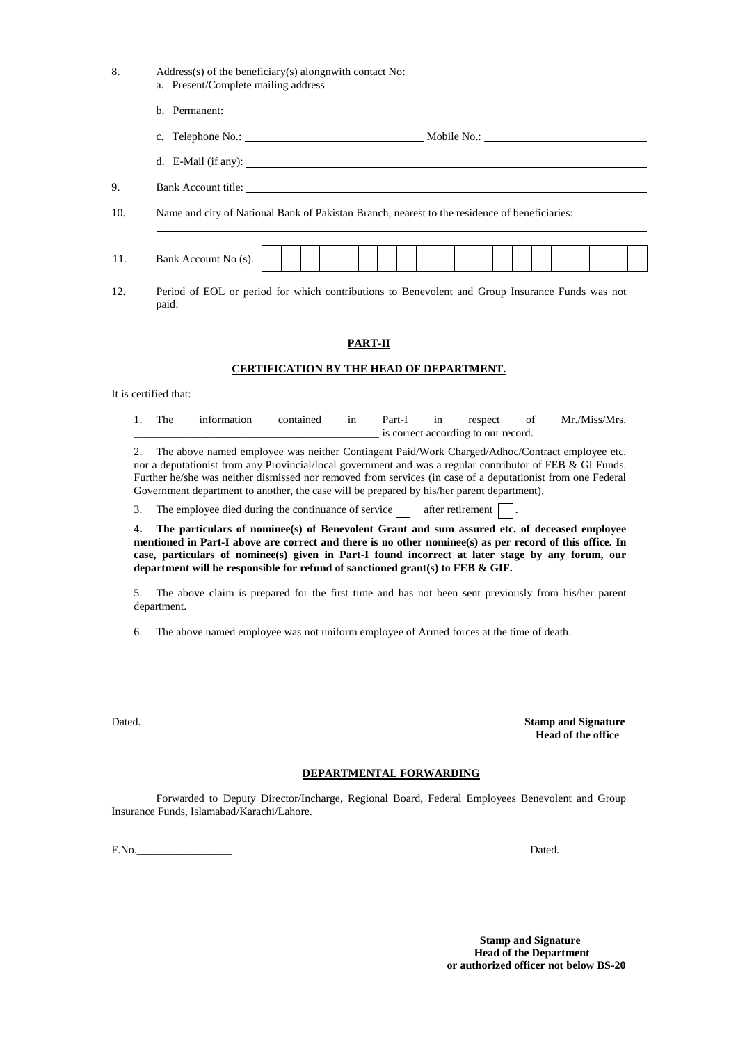8. Address(s) of the beneficiary(s) alongnwith contact No:

   a. Present/Complete mailing address ______________________________

   b. Permanent: ______________________________

   c. Telephone No.: ______________________ Mobile No.: ______________________

   d. E-Mail (if any): ______________________________

9. Bank Account title: ______________________________

10. Name and city of National Bank of Pakistan Branch, nearest to the residence of beneficiaries:

    ______________________________

11. Bank Account No (s).

| | | | | | | | | | | | | | | | | | | | |
|---|---|---|---|---|---|---|---|---|---|---|---|---|---|---|---|---|---|---|---|
| | | | | | | | | | | | | | | | | | | | |

12. Period of EOL or period for which contributions to Benevolent and Group Insurance Funds was not paid: ______________________________

## PART-II

### CERTIFICATION BY THE HEAD OF DEPARTMENT.

It is certified that:

1. The information contained in Part-I in respect of Mr./Miss/Mrs. ______________________________ is correct according to our record.

2. The above named employee was neither Contingent Paid/Work Charged/Adhoc/Contract employee etc. nor a deputationist from any Provincial/local government and was a regular contributor of FEB & GI Funds. Further he/she was neither dismissed nor removed from services (in case of a deputationist from one Federal Government department to another, the case will be prepared by his/her parent department).

3. The employee died during the continuance of service ☐ after retirement ☐.

4. **The particulars of nominee(s) of Benevolent Grant and sum assured etc. of deceased employee mentioned in Part-I above are correct and there is no other nominee(s) as per record of this office. In case, particulars of nominee(s) given in Part-I found incorrect at later stage by any forum, our department will be responsible for refund of sanctioned grant(s) to FEB & GIF.**

5. The above claim is prepared for the first time and has not been sent previously from his/her parent department.

6. The above named employee was not uniform employee of Armed forces at the time of death.

Dated. ____________

**Stamp and Signature**
**Head of the office**

### DEPARTMENTAL FORWARDING

Forwarded to Deputy Director/Incharge, Regional Board, Federal Employees Benevolent and Group Insurance Funds, Islamabad/Karachi/Lahore.

F.No. ________________ Dated. ____________

**Stamp and Signature**
**Head of the Department**
**or authorized officer not below BS-20**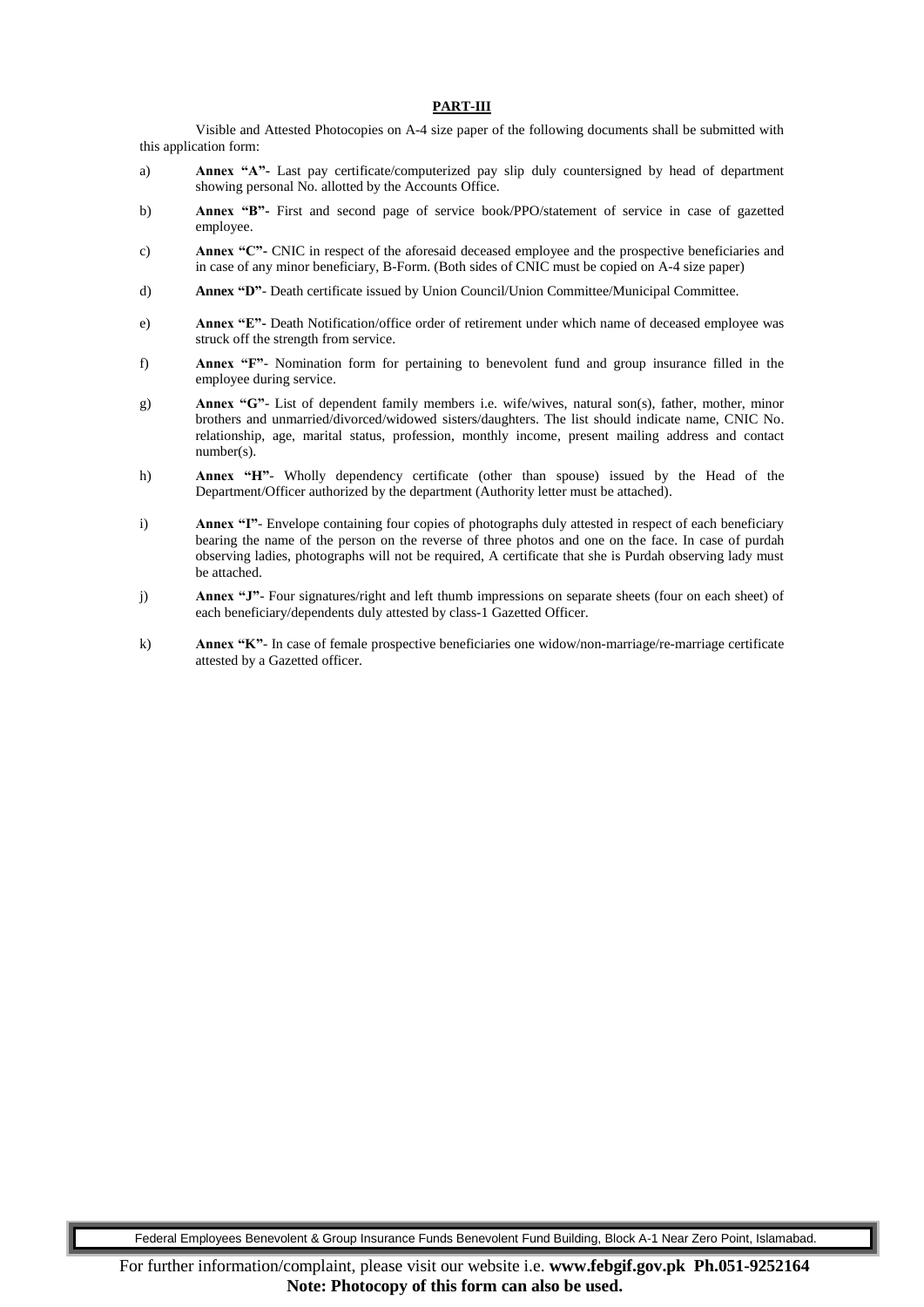## PART-III

Visible and Attested Photocopies on A-4 size paper of the following documents shall be submitted with this application form:

a) **Annex "A"-** Last pay certificate/computerized pay slip duly countersigned by head of department showing personal No. allotted by the Accounts Office.

b) **Annex "B"-** First and second page of service book/PPO/statement of service in case of gazetted employee.

c) **Annex "C"-** CNIC in respect of the aforesaid deceased employee and the prospective beneficiaries and in case of any minor beneficiary, B-Form. (Both sides of CNIC must be copied on A-4 size paper)

d) **Annex "D"**- Death certificate issued by Union Council/Union Committee/Municipal Committee.

e) **Annex "E"-** Death Notification/office order of retirement under which name of deceased employee was struck off the strength from service.

f) **Annex "F"**- Nomination form for pertaining to benevolent fund and group insurance filled in the employee during service.

g) **Annex "G"**- List of dependent family members i.e. wife/wives, natural son(s), father, mother, minor brothers and unmarried/divorced/widowed sisters/daughters. The list should indicate name, CNIC No. relationship, age, marital status, profession, monthly income, present mailing address and contact number(s).

h) **Annex "H"**- Wholly dependency certificate (other than spouse) issued by the Head of the Department/Officer authorized by the department (Authority letter must be attached).

i) **Annex "I"**- Envelope containing four copies of photographs duly attested in respect of each beneficiary bearing the name of the person on the reverse of three photos and one on the face. In case of purdah observing ladies, photographs will not be required, A certificate that she is Purdah observing lady must be attached.

j) **Annex "J"**- Four signatures/right and left thumb impressions on separate sheets (four on each sheet) of each beneficiary/dependents duly attested by class-1 Gazetted Officer.

k) **Annex "K"**- In case of female prospective beneficiaries one widow/non-marriage/re-marriage certificate attested by a Gazetted officer.

Federal Employees Benevolent & Group Insurance Funds Benevolent Fund Building, Block A-1 Near Zero Point, Islamabad.

For further information/complaint, please visit our website i.e. **www.febgif.gov.pk Ph.051-9252164**

**Note: Photocopy of this form can also be used.**